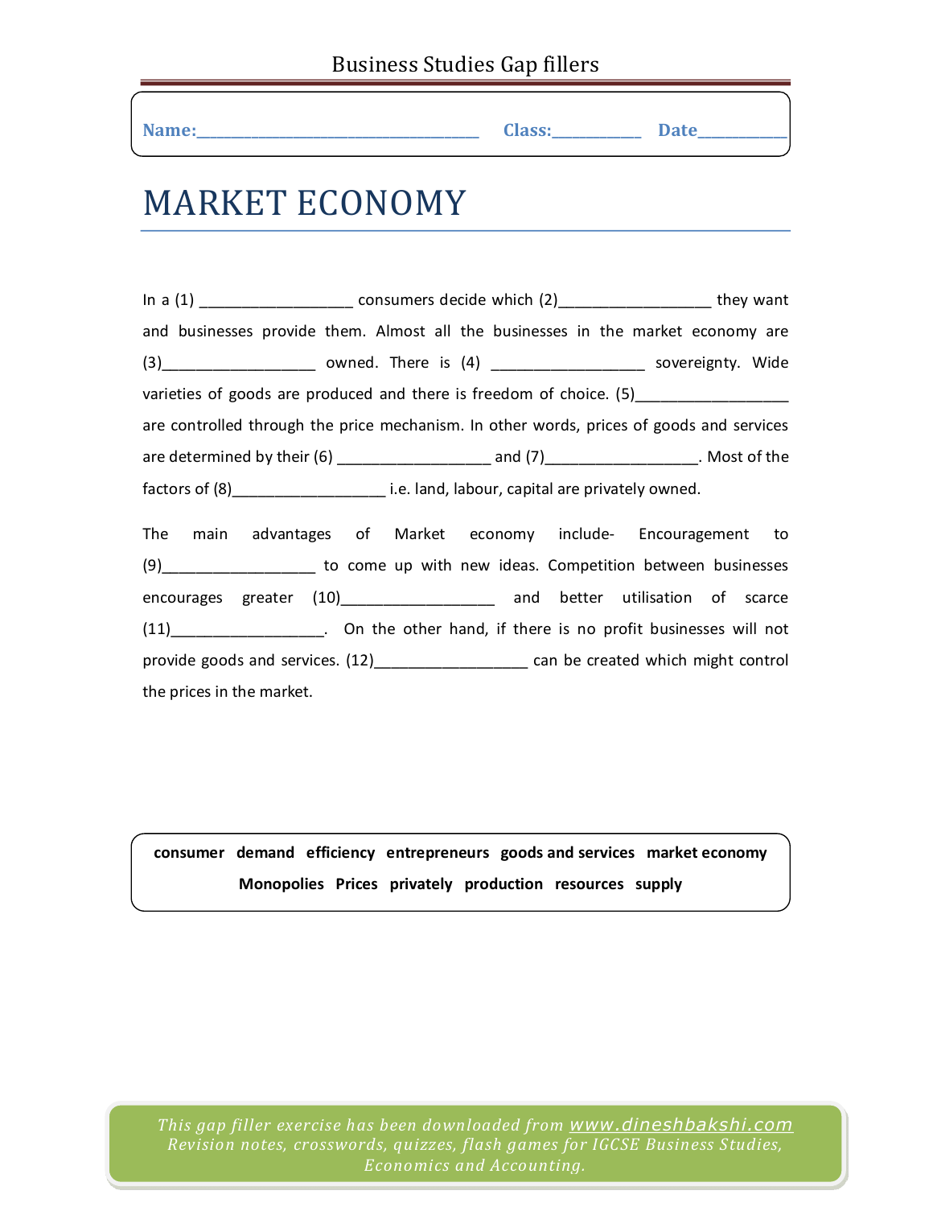Name:___________________________________ Class:___________ Date___________

# MARKET ECONOMY

In a (1) _________________ consumers decide which (2)_________________ they want and businesses provide them. Almost all the businesses in the market economy are (3)_________________ owned. There is (4) _________________ sovereignty. Wide varieties of goods are produced and there is freedom of choice. (5)_________________ are controlled through the price mechanism. In other words, prices of goods and services are determined by their (6) _________________ and (7)_________________. Most of the factors of (8)_________________ i.e. land, labour, capital are privately owned.

The main advantages of Market economy include- Encouragement to (9)_________________ to come up with new ideas. Competition between businesses encourages greater (10)_________________ and better utilisation of scarce (11)_________________. On the other hand, if there is no profit businesses will not provide goods and services. (12)_________________ can be created which might control the prices in the market.

**consumer demand efficiency entrepreneurs goods and services market economy Monopolies Prices privately production resources supply**

*This gap filler exercise has been downloaded from www.dineshbakshi.com Revision notes, crosswords, quizzes, flash games for IGCSE Business Studies, Economics and Accounting.*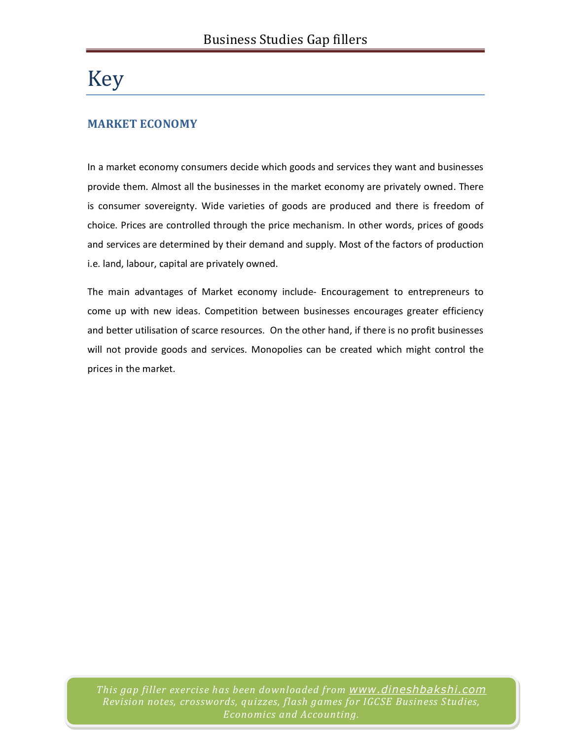# Key

## MARKET ECONOMY

In a market economy consumers decide which goods and services they want and businesses provide them. Almost all the businesses in the market economy are privately owned. There is consumer sovereignty. Wide varieties of goods are produced and there is freedom of choice. Prices are controlled through the price mechanism. In other words, prices of goods and services are determined by their demand and supply. Most of the factors of production i.e. land, labour, capital are privately owned.

The main advantages of Market economy include- Encouragement to entrepreneurs to come up with new ideas. Competition between businesses encourages greater efficiency and better utilisation of scarce resources. On the other hand, if there is no profit businesses will not provide goods and services. Monopolies can be created which might control the prices in the market.

*This gap filler exercise has been downloaded from www.dineshbakshi.com*
*Revision notes, crosswords, quizzes, flash games for IGCSE Business Studies, Economics and Accounting.*